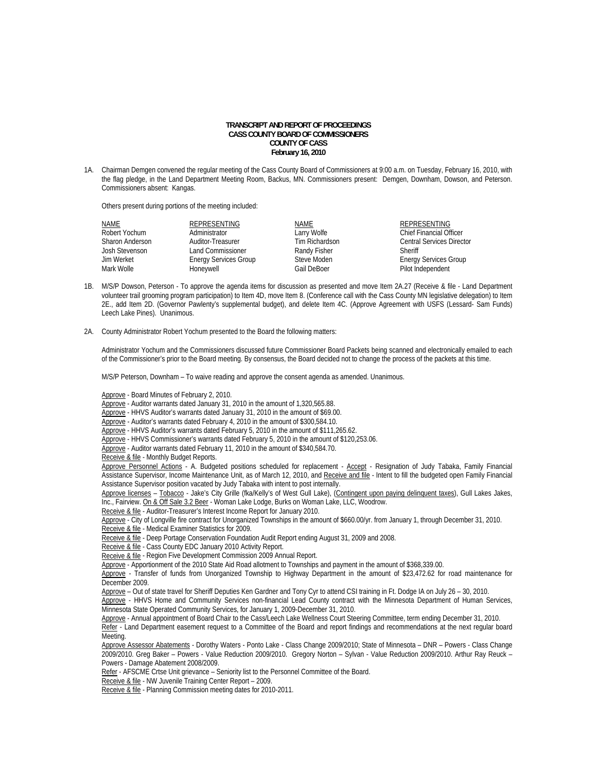**TRANSCRIPT AND REPORT OF PROCEEDINGS**
**CASS COUNTY BOARD OF COMMISSIONERS**
**COUNTY OF CASS**
**February 16, 2010**

1A. Chairman Demgen convened the regular meeting of the Cass County Board of Commissioners at 9:00 a.m. on Tuesday, February 16, 2010, with the flag pledge, in the Land Department Meeting Room, Backus, MN. Commissioners present: Demgen, Downham, Dowson, and Peterson. Commissioners absent: Kangas.

Others present during portions of the meeting included:

| NAME | REPRESENTING | NAME | REPRESENTING |
|---|---|---|---|
| Robert Yochum | Administrator | Larry Wolfe | Chief Financial Officer |
| Sharon Anderson | Auditor-Treasurer | Tim Richardson | Central Services Director |
| Josh Stevenson | Land Commissioner | Randy Fisher | Sheriff |
| Jim Werket | Energy Services Group | Steve Moden | Energy Services Group |
| Mark Wolle | Honeywell | Gail DeBoer | Pilot Independent |

1B. M/S/P Dowson, Peterson - To approve the agenda items for discussion as presented and move Item 2A.27 (Receive & file - Land Department volunteer trail grooming program participation) to Item 4D, move Item 8. (Conference call with the Cass County MN legislative delegation) to Item 2E., add Item 2D. (Governor Pawlenty's supplemental budget), and delete Item 4C. (Approve Agreement with USFS (Lessard- Sam Funds) Leech Lake Pines). Unanimous.

2A. County Administrator Robert Yochum presented to the Board the following matters:

Administrator Yochum and the Commissioners discussed future Commissioner Board Packets being scanned and electronically emailed to each of the Commissioner's prior to the Board meeting. By consensus, the Board decided not to change the process of the packets at this time.

M/S/P Peterson, Downham – To waive reading and approve the consent agenda as amended. Unanimous.

Approve - Board Minutes of February 2, 2010.
Approve - Auditor warrants dated January 31, 2010 in the amount of 1,320,565.88.
Approve - HHVS Auditor's warrants dated January 31, 2010 in the amount of $69.00.
Approve - Auditor's warrants dated February 4, 2010 in the amount of $300,584.10.
Approve - HHVS Auditor's warrants dated February 5, 2010 in the amount of $111,265.62.
Approve - HHVS Commissioner's warrants dated February 5, 2010 in the amount of $120,253.06.
Approve - Auditor warrants dated February 11, 2010 in the amount of $340,584.70.
Receive & file - Monthly Budget Reports.
Approve Personnel Actions - A. Budgeted positions scheduled for replacement - Accept - Resignation of Judy Tabaka, Family Financial Assistance Supervisor, Income Maintenance Unit, as of March 12, 2010, and Receive and file - Intent to fill the budgeted open Family Financial Assistance Supervisor position vacated by Judy Tabaka with intent to post internally.
Approve licenses – Tobacco - Jake's City Grille (fka/Kelly's of West Gull Lake), (Contingent upon paying delinquent taxes), Gull Lakes Jakes, Inc., Fairview. On & Off Sale 3.2 Beer - Woman Lake Lodge, Burks on Woman Lake, LLC, Woodrow.
Receive & file - Auditor-Treasurer's Interest Income Report for January 2010.
Approve - City of Longville fire contract for Unorganized Townships in the amount of $660.00/yr. from January 1, through December 31, 2010.
Receive & file - Medical Examiner Statistics for 2009.
Receive & file - Deep Portage Conservation Foundation Audit Report ending August 31, 2009 and 2008.
Receive & file - Cass County EDC January 2010 Activity Report.
Receive & file - Region Five Development Commission 2009 Annual Report.
Approve - Apportionment of the 2010 State Aid Road allotment to Townships and payment in the amount of $368,339.00.
Approve - Transfer of funds from Unorganized Township to Highway Department in the amount of $23,472.62 for road maintenance for December 2009.
Approve – Out of state travel for Sheriff Deputies Ken Gardner and Tony Cyr to attend CSI training in Ft. Dodge IA on July 26 – 30, 2010.
Approve - HHVS Home and Community Services non-financial Lead County contract with the Minnesota Department of Human Services, Minnesota State Operated Community Services, for January 1, 2009-December 31, 2010.
Approve - Annual appointment of Board Chair to the Cass/Leech Lake Wellness Court Steering Committee, term ending December 31, 2010.
Refer - Land Department easement request to a Committee of the Board and report findings and recommendations at the next regular board Meeting.
Approve Assessor Abatements - Dorothy Waters - Ponto Lake - Class Change 2009/2010; State of Minnesota – DNR – Powers - Class Change 2009/2010. Greg Baker – Powers - Value Reduction 2009/2010. Gregory Norton – Sylvan - Value Reduction 2009/2010. Arthur Ray Reuck – Powers - Damage Abatement 2008/2009.
Refer - AFSCME Crtse Unit grievance – Seniority list to the Personnel Committee of the Board.
Receive & file - NW Juvenile Training Center Report – 2009.
Receive & file - Planning Commission meeting dates for 2010-2011.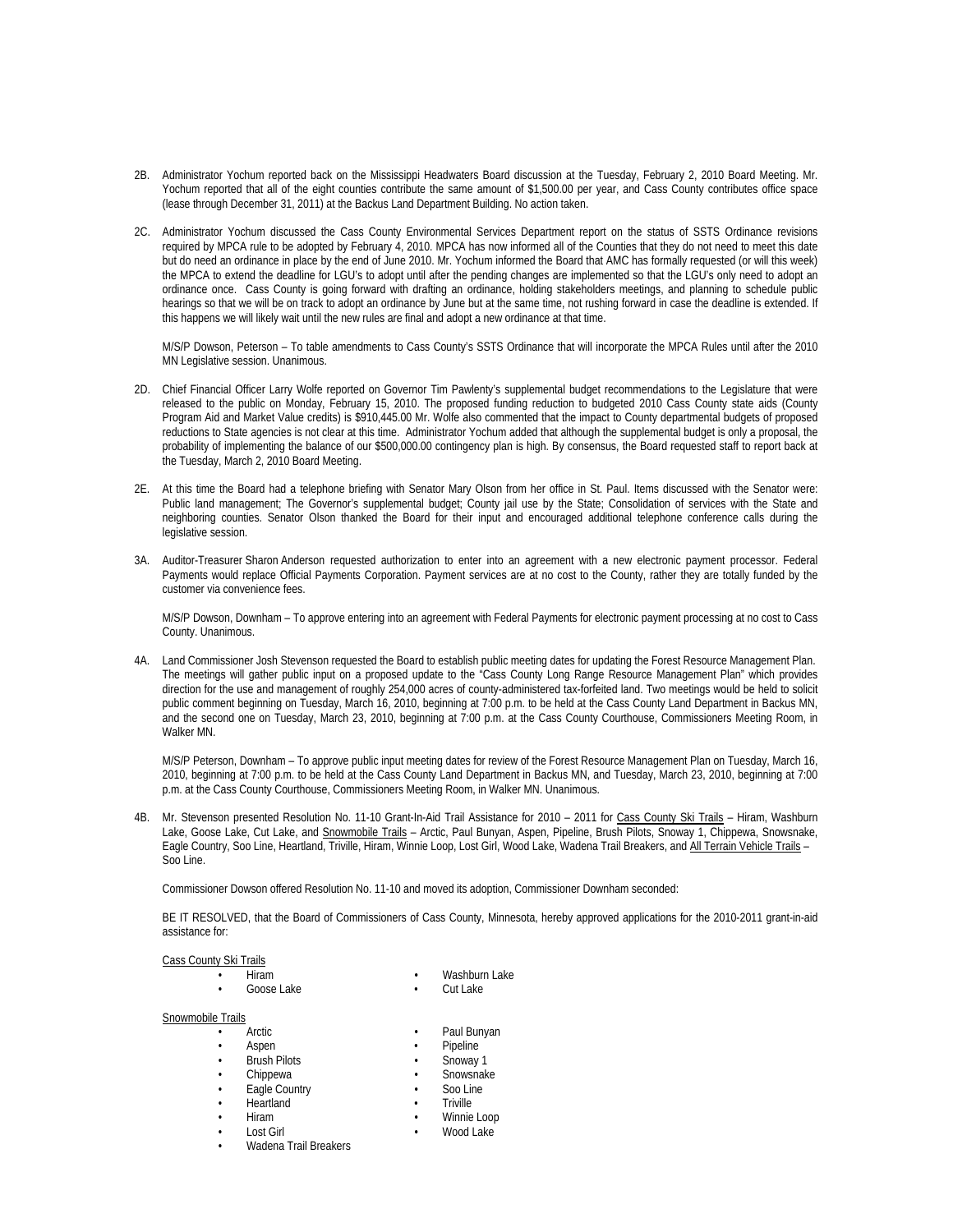2B. Administrator Yochum reported back on the Mississippi Headwaters Board discussion at the Tuesday, February 2, 2010 Board Meeting. Mr. Yochum reported that all of the eight counties contribute the same amount of $1,500.00 per year, and Cass County contributes office space (lease through December 31, 2011) at the Backus Land Department Building. No action taken.

2C. Administrator Yochum discussed the Cass County Environmental Services Department report on the status of SSTS Ordinance revisions required by MPCA rule to be adopted by February 4, 2010. MPCA has now informed all of the Counties that they do not need to meet this date but do need an ordinance in place by the end of June 2010. Mr. Yochum informed the Board that AMC has formally requested (or will this week) the MPCA to extend the deadline for LGU's to adopt until after the pending changes are implemented so that the LGU's only need to adopt an ordinance once. Cass County is going forward with drafting an ordinance, holding stakeholders meetings, and planning to schedule public hearings so that we will be on track to adopt an ordinance by June but at the same time, not rushing forward in case the deadline is extended. If this happens we will likely wait until the new rules are final and adopt a new ordinance at that time.

M/S/P Dowson, Peterson – To table amendments to Cass County's SSTS Ordinance that will incorporate the MPCA Rules until after the 2010 MN Legislative session. Unanimous.

2D. Chief Financial Officer Larry Wolfe reported on Governor Tim Pawlenty's supplemental budget recommendations to the Legislature that were released to the public on Monday, February 15, 2010. The proposed funding reduction to budgeted 2010 Cass County state aids (County Program Aid and Market Value credits) is $910,445.00 Mr. Wolfe also commented that the impact to County departmental budgets of proposed reductions to State agencies is not clear at this time. Administrator Yochum added that although the supplemental budget is only a proposal, the probability of implementing the balance of our $500,000.00 contingency plan is high. By consensus, the Board requested staff to report back at the Tuesday, March 2, 2010 Board Meeting.

2E. At this time the Board had a telephone briefing with Senator Mary Olson from her office in St. Paul. Items discussed with the Senator were: Public land management; The Governor's supplemental budget; County jail use by the State; Consolidation of services with the State and neighboring counties. Senator Olson thanked the Board for their input and encouraged additional telephone conference calls during the legislative session.

3A. Auditor-Treasurer Sharon Anderson requested authorization to enter into an agreement with a new electronic payment processor. Federal Payments would replace Official Payments Corporation. Payment services are at no cost to the County, rather they are totally funded by the customer via convenience fees.

M/S/P Dowson, Downham – To approve entering into an agreement with Federal Payments for electronic payment processing at no cost to Cass County. Unanimous.

4A. Land Commissioner Josh Stevenson requested the Board to establish public meeting dates for updating the Forest Resource Management Plan. The meetings will gather public input on a proposed update to the "Cass County Long Range Resource Management Plan" which provides direction for the use and management of roughly 254,000 acres of county-administered tax-forfeited land. Two meetings would be held to solicit public comment beginning on Tuesday, March 16, 2010, beginning at 7:00 p.m. to be held at the Cass County Land Department in Backus MN, and the second one on Tuesday, March 23, 2010, beginning at 7:00 p.m. at the Cass County Courthouse, Commissioners Meeting Room, in Walker MN.

M/S/P Peterson, Downham – To approve public input meeting dates for review of the Forest Resource Management Plan on Tuesday, March 16, 2010, beginning at 7:00 p.m. to be held at the Cass County Land Department in Backus MN, and Tuesday, March 23, 2010, beginning at 7:00 p.m. at the Cass County Courthouse, Commissioners Meeting Room, in Walker MN. Unanimous.

4B. Mr. Stevenson presented Resolution No. 11-10 Grant-In-Aid Trail Assistance for 2010 – 2011 for Cass County Ski Trails – Hiram, Washburn Lake, Goose Lake, Cut Lake, and Snowmobile Trails – Arctic, Paul Bunyan, Aspen, Pipeline, Brush Pilots, Snoway 1, Chippewa, Snowsnake, Eagle Country, Soo Line, Heartland, Triville, Hiram, Winnie Loop, Lost Girl, Wood Lake, Wadena Trail Breakers, and All Terrain Vehicle Trails – Soo Line.

Commissioner Dowson offered Resolution No. 11-10 and moved its adoption, Commissioner Downham seconded:

BE IT RESOLVED, that the Board of Commissioners of Cass County, Minnesota, hereby approved applications for the 2010-2011 grant-in-aid assistance for:

Cass County Ski Trails

- Hiram
- Washburn Lake
- Goose Lake
- Cut Lake

Snowmobile Trails

- Arctic
- Paul Bunyan
- Aspen
- Pipeline
- Brush Pilots
- Snoway 1
- Chippewa
- Snowsnake
- Eagle Country
- Soo Line
- Heartland
- Triville
- Hiram
- Winnie Loop
- Lost Girl
- Wood Lake
- Wadena Trail Breakers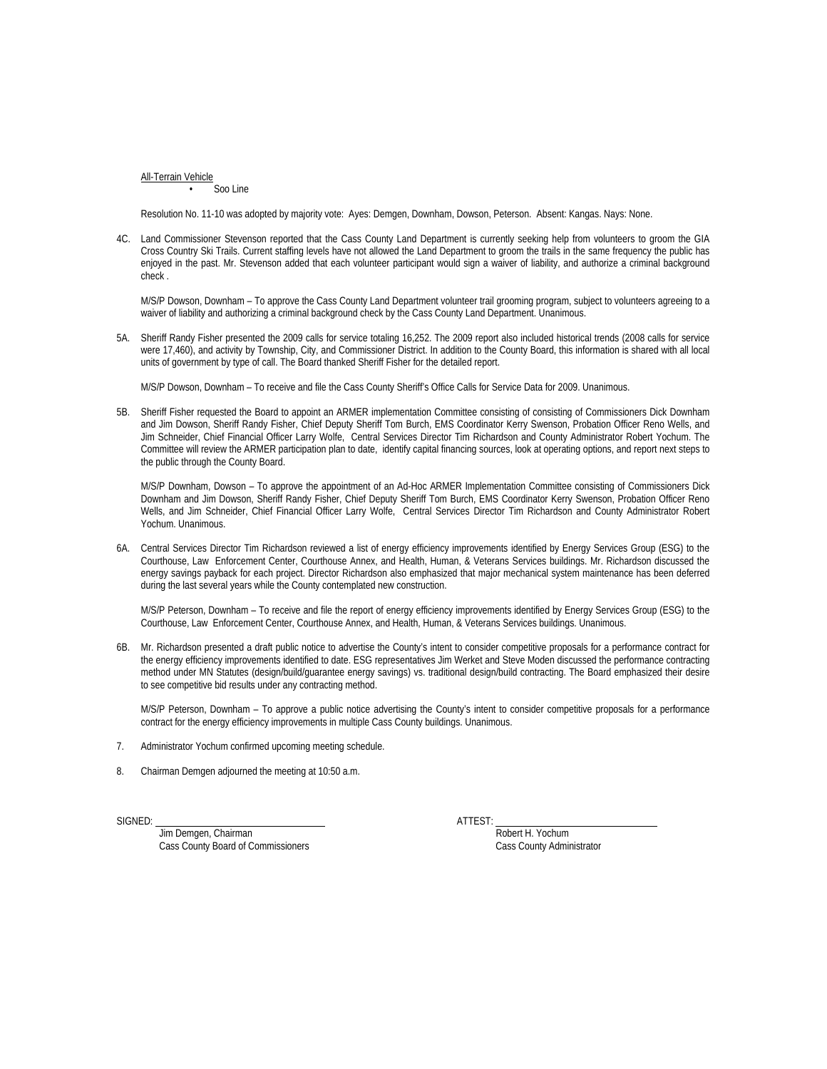All-Terrain Vehicle

- Soo Line

Resolution No. 11-10 was adopted by majority vote: Ayes: Demgen, Downham, Dowson, Peterson. Absent: Kangas. Nays: None.

4C. Land Commissioner Stevenson reported that the Cass County Land Department is currently seeking help from volunteers to groom the GIA Cross Country Ski Trails. Current staffing levels have not allowed the Land Department to groom the trails in the same frequency the public has enjoyed in the past. Mr. Stevenson added that each volunteer participant would sign a waiver of liability, and authorize a criminal background check .

M/S/P Dowson, Downham – To approve the Cass County Land Department volunteer trail grooming program, subject to volunteers agreeing to a waiver of liability and authorizing a criminal background check by the Cass County Land Department. Unanimous.

5A. Sheriff Randy Fisher presented the 2009 calls for service totaling 16,252. The 2009 report also included historical trends (2008 calls for service were 17,460), and activity by Township, City, and Commissioner District. In addition to the County Board, this information is shared with all local units of government by type of call. The Board thanked Sheriff Fisher for the detailed report.

M/S/P Dowson, Downham – To receive and file the Cass County Sheriff's Office Calls for Service Data for 2009. Unanimous.

5B. Sheriff Fisher requested the Board to appoint an ARMER implementation Committee consisting of consisting of Commissioners Dick Downham and Jim Dowson, Sheriff Randy Fisher, Chief Deputy Sheriff Tom Burch, EMS Coordinator Kerry Swenson, Probation Officer Reno Wells, and Jim Schneider, Chief Financial Officer Larry Wolfe, Central Services Director Tim Richardson and County Administrator Robert Yochum. The Committee will review the ARMER participation plan to date, identify capital financing sources, look at operating options, and report next steps to the public through the County Board.

M/S/P Downham, Dowson – To approve the appointment of an Ad-Hoc ARMER Implementation Committee consisting of Commissioners Dick Downham and Jim Dowson, Sheriff Randy Fisher, Chief Deputy Sheriff Tom Burch, EMS Coordinator Kerry Swenson, Probation Officer Reno Wells, and Jim Schneider, Chief Financial Officer Larry Wolfe, Central Services Director Tim Richardson and County Administrator Robert Yochum. Unanimous.

6A. Central Services Director Tim Richardson reviewed a list of energy efficiency improvements identified by Energy Services Group (ESG) to the Courthouse, Law Enforcement Center, Courthouse Annex, and Health, Human, & Veterans Services buildings. Mr. Richardson discussed the energy savings payback for each project. Director Richardson also emphasized that major mechanical system maintenance has been deferred during the last several years while the County contemplated new construction.

M/S/P Peterson, Downham – To receive and file the report of energy efficiency improvements identified by Energy Services Group (ESG) to the Courthouse, Law Enforcement Center, Courthouse Annex, and Health, Human, & Veterans Services buildings. Unanimous.

6B. Mr. Richardson presented a draft public notice to advertise the County's intent to consider competitive proposals for a performance contract for the energy efficiency improvements identified to date. ESG representatives Jim Werket and Steve Moden discussed the performance contracting method under MN Statutes (design/build/guarantee energy savings) vs. traditional design/build contracting. The Board emphasized their desire to see competitive bid results under any contracting method.

M/S/P Peterson, Downham – To approve a public notice advertising the County's intent to consider competitive proposals for a performance contract for the energy efficiency improvements in multiple Cass County buildings. Unanimous.

7. Administrator Yochum confirmed upcoming meeting schedule.

8. Chairman Demgen adjourned the meeting at 10:50 a.m.

SIGNED: ______________________________
Jim Demgen, Chairman
Cass County Board of Commissioners

ATTEST: ______________________________
Robert H. Yochum
Cass County Administrator